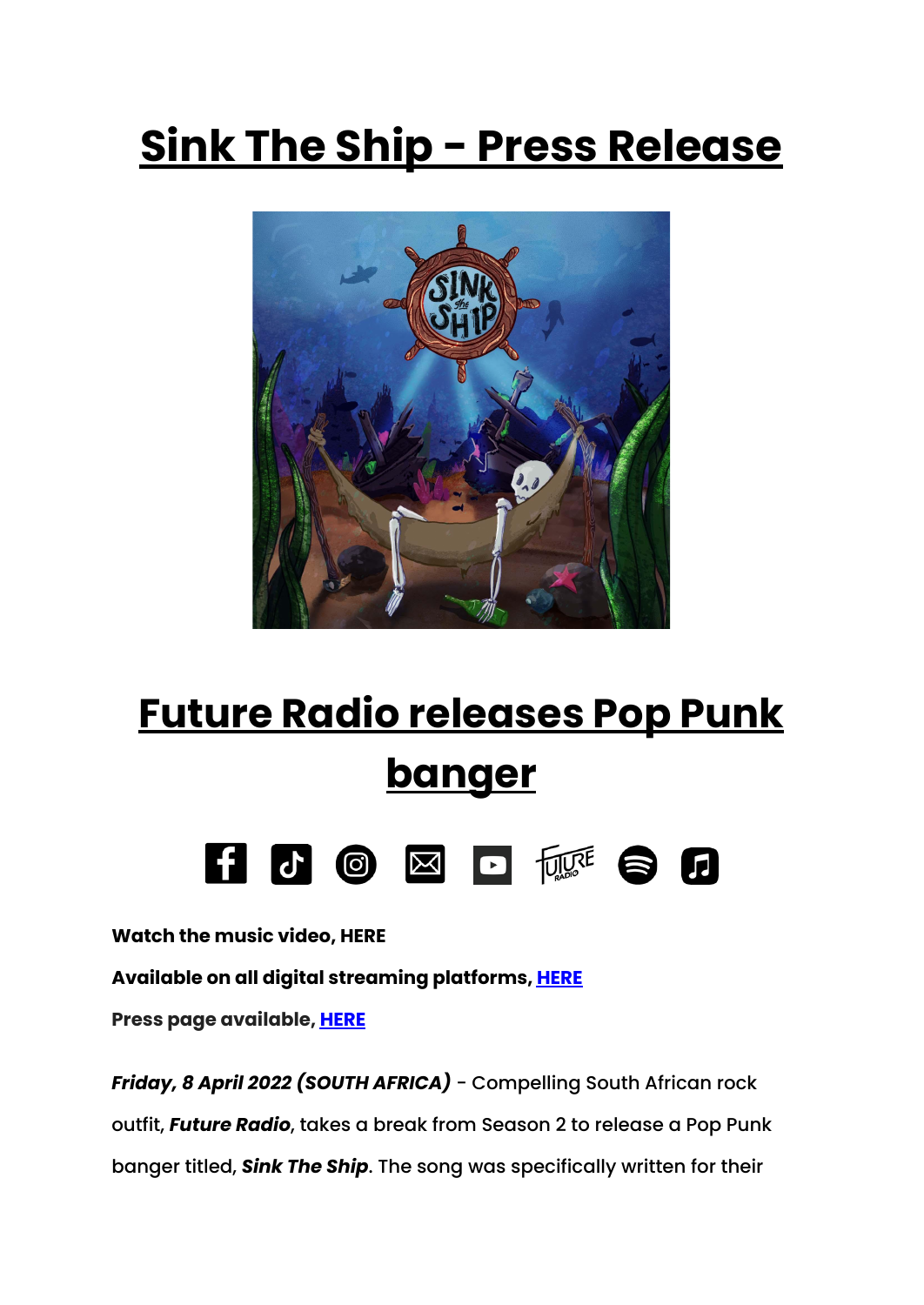# Sink The Ship - Press Release

# Future Radio releases Pop Punk banger

**Watch the music video, HERE**

**Available on all digital streaming platforms, HERE**

**Press page available, HERE**

***Friday, 8 April 2022 (SOUTH AFRICA)*** - Compelling South African rock outfit, ***Future Radio***, takes a break from Season 2 to release a Pop Punk banger titled, ***Sink The Ship***. The song was specifically written for their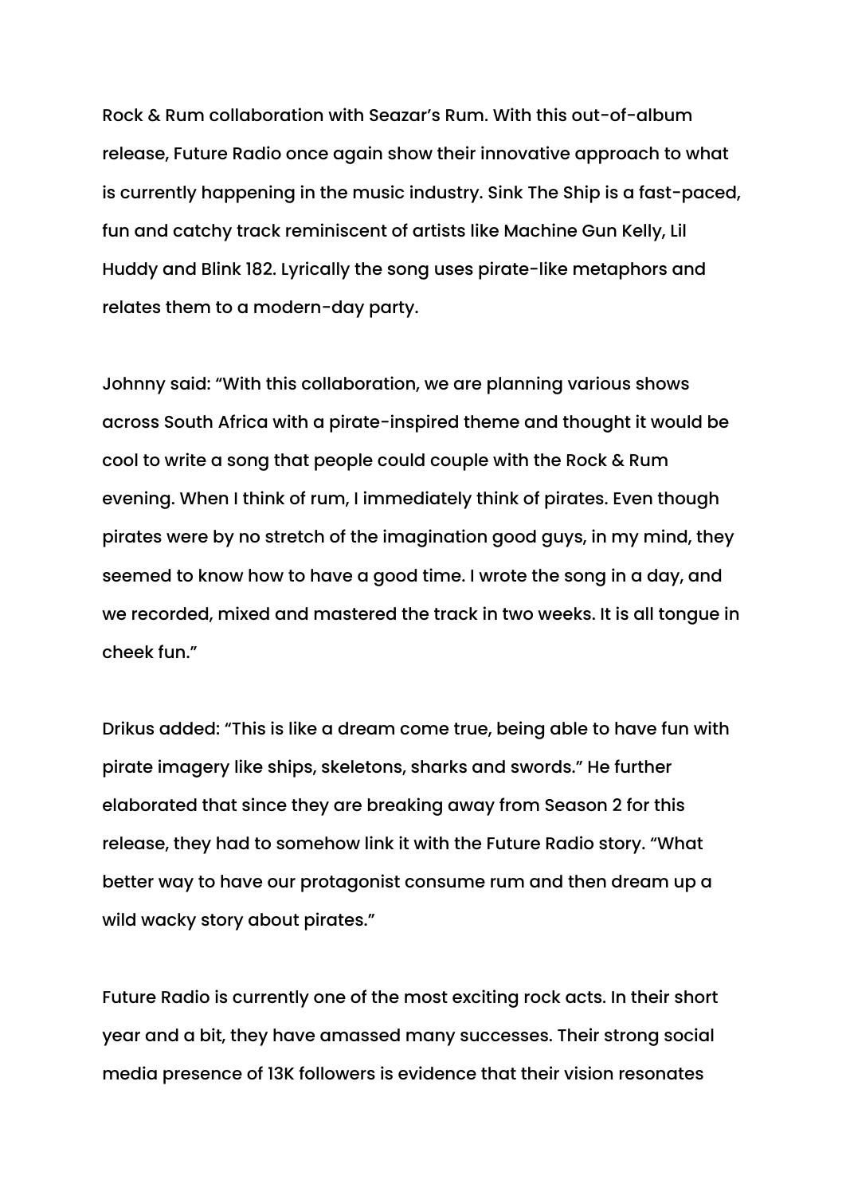Rock & Rum collaboration with Seazar's Rum. With this out-of-album release, Future Radio once again show their innovative approach to what is currently happening in the music industry. Sink The Ship is a fast-paced, fun and catchy track reminiscent of artists like Machine Gun Kelly, Lil Huddy and Blink 182. Lyrically the song uses pirate-like metaphors and relates them to a modern-day party.

Johnny said: "With this collaboration, we are planning various shows across South Africa with a pirate-inspired theme and thought it would be cool to write a song that people could couple with the Rock & Rum evening. When I think of rum, I immediately think of pirates. Even though pirates were by no stretch of the imagination good guys, in my mind, they seemed to know how to have a good time. I wrote the song in a day, and we recorded, mixed and mastered the track in two weeks. It is all tongue in cheek fun."

Drikus added: "This is like a dream come true, being able to have fun with pirate imagery like ships, skeletons, sharks and swords." He further elaborated that since they are breaking away from Season 2 for this release, they had to somehow link it with the Future Radio story. "What better way to have our protagonist consume rum and then dream up a wild wacky story about pirates."

Future Radio is currently one of the most exciting rock acts. In their short year and a bit, they have amassed many successes. Their strong social media presence of 13K followers is evidence that their vision resonates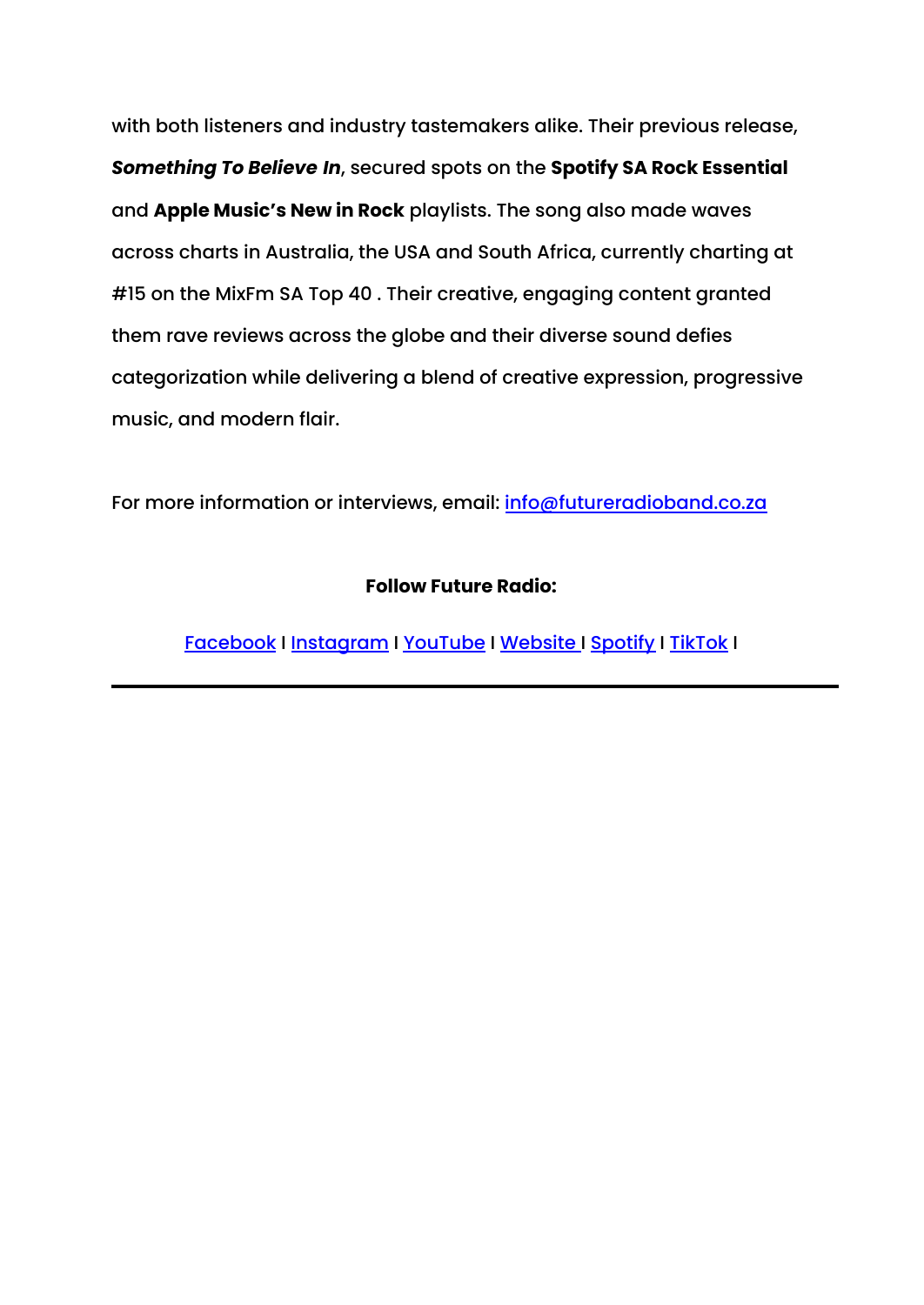with both listeners and industry tastemakers alike. Their previous release, ***Something To Believe In***, secured spots on the **Spotify SA Rock Essential** and **Apple Music's New in Rock** playlists. The song also made waves across charts in Australia, the USA and South Africa, currently charting at #15 on the MixFm SA Top 40 . Their creative, engaging content granted them rave reviews across the globe and their diverse sound defies categorization while delivering a blend of creative expression, progressive music, and modern flair.

For more information or interviews, email: info@futureradioband.co.za

**Follow Future Radio:**

Facebook I Instagram I YouTube I Website I Spotify I TikTok I

---